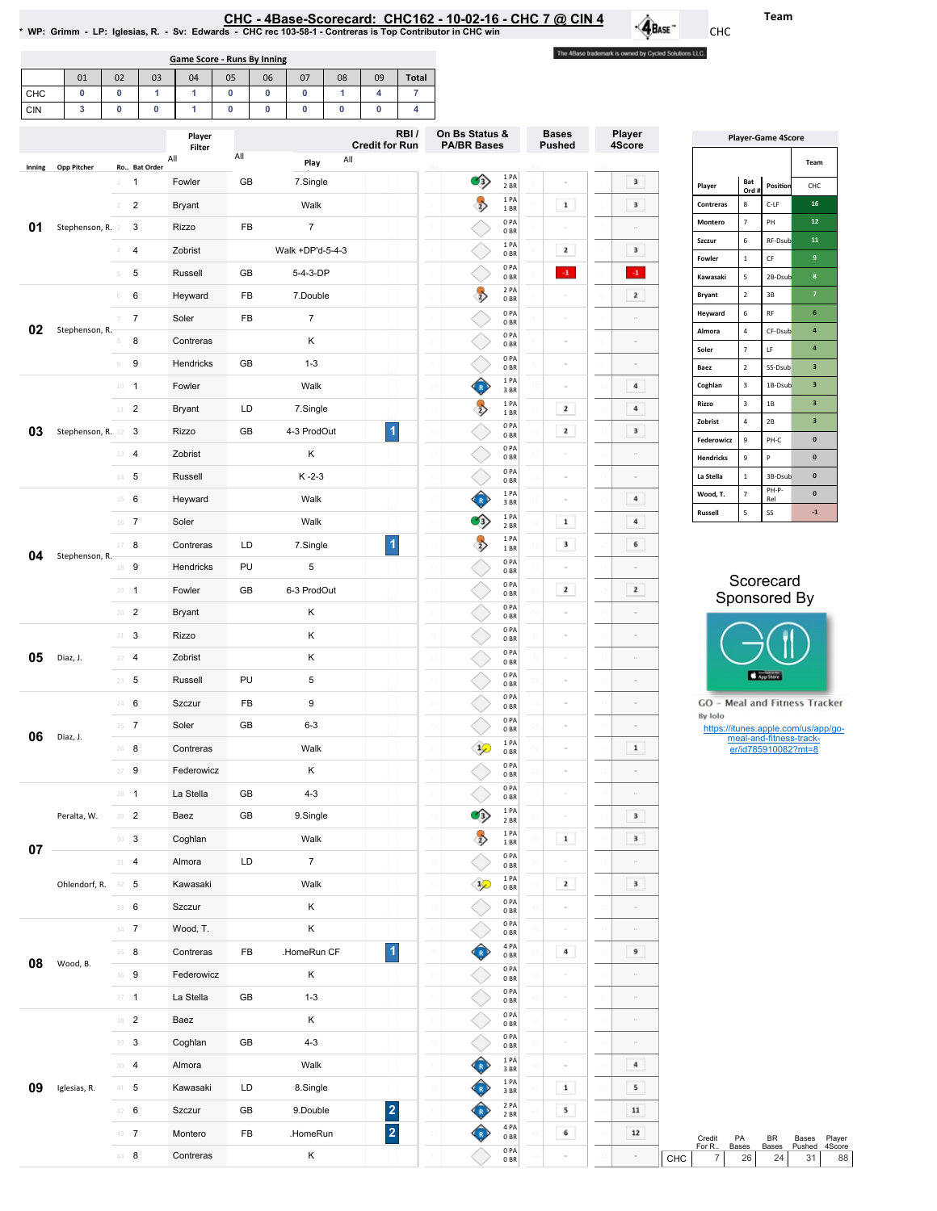# CHC - 4Base-Scorecard: CHC162 - 10-02-16 - CHC 7 @ CIN 4

* WP: Grimm - LP: Iglesias, R. - Sv: Edwards - CHC rec 103-58-1 - Contreras is Top Contributor in CHC win

Team: CHC

The 4Base trademark is owned by Cycled Solutions LLC.

## Game Score - Runs By Inning

| | 01 | 02 | 03 | 04 | 05 | 06 | 07 | 08 | 09 | Total |
|---|---|---|---|---|---|---|---|---|---|---|
| CHC | 0 | 0 | 1 | 1 | 0 | 0 | 0 | 1 | 4 | 7 |
| CIN | 3 | 0 | 0 | 1 | 0 | 0 | 0 | 0 | 0 | 4 |

## Play-by-Play

| Inning | Opp Pitcher | Ro.. | Bat Order | Player | | Play | RBI / Credit for Run | On Bs Status & PA/BR Bases | Bases Pushed | Player 4Score |
|---|---|---|---|---|---|---|---|---|---|---|
| 01 | Stephenson, R. | 1 | 1 | Fowler | GB | 7.Single | | 1 PA 2 BR | - | 3 |
| | | 2 | 2 | Bryant | | Walk | | 1 PA 1 BR | 1 | 3 |
| | | 3 | 3 | Rizzo | FB | 7 | | 0 PA 0 BR | - | - |
| | | 4 | 4 | Zobrist | | Walk +DP'd-5-4-3 | | 1 PA 0 BR | 2 | 3 |
| | | 5 | 5 | Russell | GB | 5-4-3-DP | | 0 PA 0 BR | -1 | -1 |
| 02 | Stephenson, R. | 6 | 6 | Heyward | FB | 7.Double | | 2 PA 0 BR | - | 2 |
| | | 7 | 7 | Soler | FB | 7 | | 0 PA 0 BR | - | - |
| | | 8 | 8 | Contreras | | K | | 0 PA 0 BR | - | - |
| | | 9 | 9 | Hendricks | GB | 1-3 | | 0 PA 0 BR | - | - |
| 03 | Stephenson, R. | 10 | 1 | Fowler | | Walk | | 1 PA 3 BR | - | 4 |
| | | 11 | 2 | Bryant | LD | 7.Single | | 1 PA 1 BR | 2 | 4 |
| | | 12 | 3 | Rizzo | GB | 4-3 ProdOut | 1 | 0 PA 0 BR | 2 | 3 |
| | | 13 | 4 | Zobrist | | K | | 0 PA 0 BR | - | - |
| | | 14 | 5 | Russell | | K -2-3 | | 0 PA 0 BR | - | - |
| 04 | Stephenson, R. | 15 | 6 | Heyward | | Walk | | 1 PA 3 BR | - | 4 |
| | | 16 | 7 | Soler | | Walk | | 1 PA 2 BR | 1 | 4 |
| | | 17 | 8 | Contreras | LD | 7.Single | 1 | 1 PA 1 BR | 3 | 6 |
| | | 18 | 9 | Hendricks | PU | 5 | | 0 PA 0 BR | - | - |
| | | 19 | 1 | Fowler | GB | 6-3 ProdOut | | 0 PA 0 BR | 2 | 2 |
| 05 | Diaz, J. | 20 | 2 | Bryant | | K | | 0 PA 0 BR | - | - |
| | | 21 | 3 | Rizzo | | K | | 0 PA 0 BR | - | - |
| | | 22 | 4 | Zobrist | | K | | 0 PA 0 BR | - | - |
| | | 23 | 5 | Russell | PU | 5 | | 0 PA 0 BR | - | - |
| 06 | Diaz, J. | 24 | 6 | Szczur | FB | 9 | | 0 PA 0 BR | - | - |
| | | 25 | 7 | Soler | GB | 6-3 | | 0 PA 0 BR | - | - |
| | | 26 | 8 | Contreras | | Walk | | 1 PA 0 BR | - | 1 |
| | | 27 | 9 | Federowicz | | K | | 0 PA 0 BR | - | - |
| 07 | Peralta, W. | 28 | 1 | La Stella | GB | 4-3 | | 0 PA 0 BR | - | - |
| | | 29 | 2 | Baez | GB | 9.Single | | 1 PA 2 BR | - | 3 |
| | | 30 | 3 | Coghlan | | Walk | | 1 PA 1 BR | 1 | 3 |
| | | 31 | 4 | Almora | LD | 7 | | 0 PA 0 BR | - | - |
| | Ohlendorf, R. | 32 | 5 | Kawasaki | | Walk | | 1 PA 0 BR | 2 | 3 |
| | | 33 | 6 | Szczur | | K | | 0 PA 0 BR | - | - |
| 08 | Wood, B. | 34 | 7 | Wood, T. | | K | | 0 PA 0 BR | - | - |
| | | 35 | 8 | Contreras | FB | .HomeRun CF | 1 | 4 PA 0 BR | 4 | 9 |
| | | 36 | 9 | Federowicz | | K | | 0 PA 0 BR | - | - |
| | | 37 | 1 | La Stella | GB | 1-3 | | 0 PA 0 BR | - | - |
| 09 | Iglesias, R. | 38 | 2 | Baez | | K | | 0 PA 0 BR | - | - |
| | | 39 | 3 | Coghlan | GB | 4-3 | | 0 PA 0 BR | - | - |
| | | 40 | 4 | Almora | | Walk | | 1 PA 3 BR | - | 4 |
| | | 41 | 5 | Kawasaki | LD | 8.Single | | 1 PA 3 BR | 1 | 5 |
| | | 42 | 6 | Szczur | GB | 9.Double | 2 | 2 PA 2 BR | 5 | 11 |
| | | 43 | 7 | Montero | FB | .HomeRun | 2 | 4 PA 0 BR | 6 | 12 |
| | | 44 | 8 | Contreras | | K | | 0 PA 0 BR | - | - |

| | Credit For R.. | PA Bases | BR Bases | Bases Pushed | Player 4Score |
|---|---|---|---|---|---|
| CHC | 7 | 26 | 24 | 31 | 88 |

## Player-Game 4Score

| Player | Bat Ord # | Position | Team CHC |
|---|---|---|---|
| Contreras | 8 | C-LF | 16 |
| Montero | 7 | PH | 12 |
| Szczur | 6 | RF-Dsub | 11 |
| Fowler | 1 | CF | 9 |
| Kawasaki | 5 | 2B-Dsub | 8 |
| Bryant | 2 | 3B | 7 |
| Heyward | 6 | RF | 6 |
| Almora | 4 | CF-Dsub | 4 |
| Soler | 7 | LF | 4 |
| Baez | 2 | SS-Dsub | 3 |
| Coghlan | 3 | 1B-Dsub | 3 |
| Rizzo | 3 | 1B | 3 |
| Zobrist | 4 | 2B | 3 |
| Federowicz | 9 | PH-C | 0 |
| Hendricks | 9 | P | 0 |
| La Stella | 1 | 3B-Dsub | 0 |
| Wood, T. | 7 | PH-P-Rel | 0 |
| Russell | 5 | SS | -1 |

Scorecard Sponsored By

GO - Meal and Fitness Tracker
By Iolo
https://itunes.apple.com/us/app/go-meal-and-fitness-track-er/id785910082?mt=8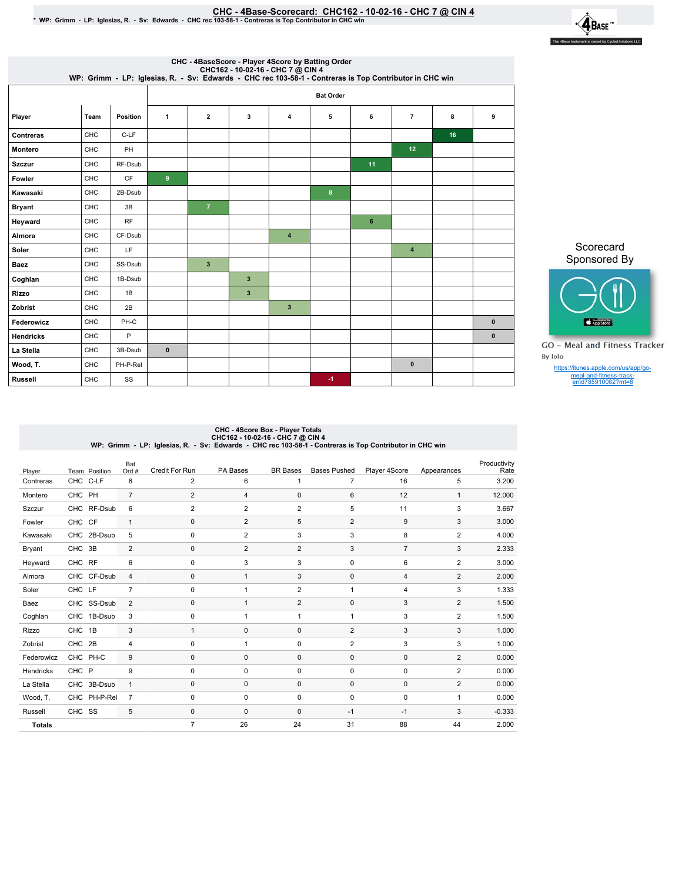# CHC - 4Base-Scorecard: CHC162 - 10-02-16 - CHC 7 @ CIN 4

\* WP: Grimm - LP: Iglesias, R. - Sv: Edwards - CHC rec 103-58-1 - Contreras is Top Contributor in CHC win

## CHC - 4BaseScore - Player 4Score by Batting Order
CHC162 - 10-02-16 - CHC 7 @ CIN 4
WP: Grimm - LP: Iglesias, R. - Sv: Edwards - CHC rec 103-58-1 - Contreras is Top Contributor in CHC win

| Player | Team | Position | Bat Order 1 | 2 | 3 | 4 | 5 | 6 | 7 | 8 | 9 |
|---|---|---|---|---|---|---|---|---|---|---|---|
| Contreras | CHC | C-LF | | | | | | | | 16 | |
| Montero | CHC | PH | | | | | | | 12 | | |
| Szczur | CHC | RF-Dsub | | | | | | 11 | | | |
| Fowler | CHC | CF | 9 | | | | | | | | |
| Kawasaki | CHC | 2B-Dsub | | | | | 8 | | | | |
| Bryant | CHC | 3B | | 7 | | | | | | | |
| Heyward | CHC | RF | | | | | | 6 | | | |
| Almora | CHC | CF-Dsub | | | | 4 | | | | | |
| Soler | CHC | LF | | | | | | | 4 | | |
| Baez | CHC | SS-Dsub | | 3 | | | | | | | |
| Coghlan | CHC | 1B-Dsub | | | 3 | | | | | | |
| Rizzo | CHC | 1B | | | 3 | | | | | | |
| Zobrist | CHC | 2B | | | | 3 | | | | | |
| Federowicz | CHC | PH-C | | | | | | | | | 0 |
| Hendricks | CHC | P | | | | | | | | | 0 |
| La Stella | CHC | 3B-Dsub | 0 | | | | | | | | |
| Wood, T. | CHC | PH-P-Rel | | | | | | | 0 | | |
| Russell | CHC | SS | | | | | -1 | | | | |

Scorecard Sponsored By

GO - Meal and Fitness Tracker
By Iolo

https://itunes.apple.com/us/app/go-meal-and-fitness-track-er/id785910082?mt=8

## CHC - 4Score Box - Player Totals
CHC162 - 10-02-16 - CHC 7 @ CIN 4
WP: Grimm - LP: Iglesias, R. - Sv: Edwards - CHC rec 103-58-1 - Contreras is Top Contributor in CHC win

| Player | Team | Position | Bat Ord # | Credit For Run | PA Bases | BR Bases | Bases Pushed | Player 4Score | Appearances | Productivity Rate |
|---|---|---|---|---|---|---|---|---|---|---|
| Contreras | CHC | C-LF | 8 | 2 | 6 | 1 | 7 | 16 | 5 | 3.200 |
| Montero | CHC | PH | 7 | 2 | 4 | 0 | 6 | 12 | 1 | 12.000 |
| Szczur | CHC | RF-Dsub | 6 | 2 | 2 | 2 | 5 | 11 | 3 | 3.667 |
| Fowler | CHC | CF | 1 | 0 | 2 | 5 | 2 | 9 | 3 | 3.000 |
| Kawasaki | CHC | 2B-Dsub | 5 | 0 | 2 | 3 | 3 | 8 | 2 | 4.000 |
| Bryant | CHC | 3B | 2 | 0 | 2 | 2 | 3 | 7 | 3 | 2.333 |
| Heyward | CHC | RF | 6 | 0 | 3 | 3 | 0 | 6 | 2 | 3.000 |
| Almora | CHC | CF-Dsub | 4 | 0 | 1 | 3 | 0 | 4 | 2 | 2.000 |
| Soler | CHC | LF | 7 | 0 | 1 | 2 | 1 | 4 | 3 | 1.333 |
| Baez | CHC | SS-Dsub | 2 | 0 | 1 | 2 | 0 | 3 | 2 | 1.500 |
| Coghlan | CHC | 1B-Dsub | 3 | 0 | 1 | 1 | 1 | 3 | 2 | 1.500 |
| Rizzo | CHC | 1B | 3 | 1 | 0 | 0 | 2 | 3 | 3 | 1.000 |
| Zobrist | CHC | 2B | 4 | 0 | 1 | 0 | 2 | 3 | 3 | 1.000 |
| Federowicz | CHC | PH-C | 9 | 0 | 0 | 0 | 0 | 0 | 2 | 0.000 |
| Hendricks | CHC | P | 9 | 0 | 0 | 0 | 0 | 0 | 2 | 0.000 |
| La Stella | CHC | 3B-Dsub | 1 | 0 | 0 | 0 | 0 | 0 | 2 | 0.000 |
| Wood, T. | CHC | PH-P-Rel | 7 | 0 | 0 | 0 | 0 | 0 | 1 | 0.000 |
| Russell | CHC | SS | 5 | 0 | 0 | 0 | -1 | -1 | 3 | -0.333 |
| **Totals** | | | | 7 | 26 | 24 | 31 | 88 | 44 | 2.000 |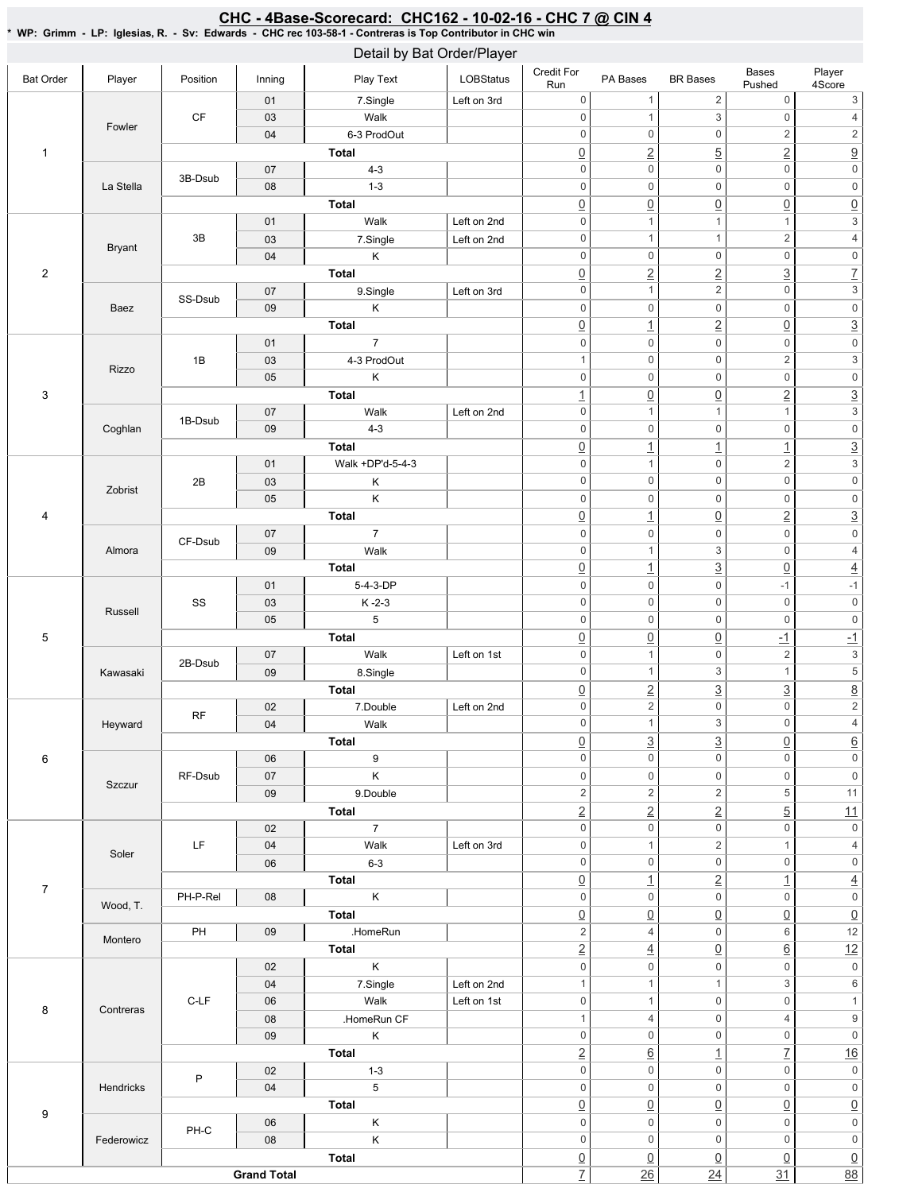# CHC - 4Base-Scorecard: CHC162 - 10-02-16 - CHC 7 @ CIN 4

**\* WP: Grimm - LP: Iglesias, R. - Sv: Edwards - CHC rec 103-58-1 - Contreras is Top Contributor in CHC win**

## Detail by Bat Order/Player

| Bat Order | Player | Position | Inning | Play Text | LOBStatus | Credit For Run | PA Bases | BR Bases | Bases Pushed | Player 4Score |
|---|---|---|---|---|---|---|---|---|---|---|
| 1 | Fowler | CF | 01 | 7.Single | Left on 3rd | 0 | 1 | 2 | 0 | 3 |
| | | | 03 | Walk | | 0 | 1 | 3 | 0 | 4 |
| | | | 04 | 6-3 ProdOut | | 0 | 0 | 0 | 2 | 2 |
| | | | | **Total** | | 0 | 2 | 5 | 2 | 9 |
| | La Stella | 3B-Dsub | 07 | 4-3 | | 0 | 0 | 0 | 0 | 0 |
| | | | 08 | 1-3 | | 0 | 0 | 0 | 0 | 0 |
| | | | | **Total** | | 0 | 0 | 0 | 0 | 0 |
| 2 | Bryant | 3B | 01 | Walk | Left on 2nd | 0 | 1 | 1 | 1 | 3 |
| | | | 03 | 7.Single | Left on 2nd | 0 | 1 | 1 | 2 | 4 |
| | | | 04 | K | | 0 | 0 | 0 | 0 | 0 |
| | | | | **Total** | | 0 | 2 | 2 | 3 | 7 |
| | Baez | SS-Dsub | 07 | 9.Single | Left on 3rd | 0 | 1 | 2 | 0 | 3 |
| | | | 09 | K | | 0 | 0 | 0 | 0 | 0 |
| | | | | **Total** | | 0 | 1 | 2 | 0 | 3 |
| 3 | Rizzo | 1B | 01 | 7 | | 0 | 0 | 0 | 0 | 0 |
| | | | 03 | 4-3 ProdOut | | 1 | 0 | 0 | 2 | 3 |
| | | | 05 | K | | 0 | 0 | 0 | 0 | 0 |
| | | | | **Total** | | 1 | 0 | 0 | 2 | 3 |
| | Coghlan | 1B-Dsub | 07 | Walk | Left on 2nd | 0 | 1 | 1 | 1 | 3 |
| | | | 09 | 4-3 | | 0 | 0 | 0 | 0 | 0 |
| | | | | **Total** | | 0 | 1 | 1 | 1 | 3 |
| 4 | Zobrist | 2B | 01 | Walk +DP'd-5-4-3 | | 0 | 1 | 0 | 2 | 3 |
| | | | 03 | K | | 0 | 0 | 0 | 0 | 0 |
| | | | 05 | K | | 0 | 0 | 0 | 0 | 0 |
| | | | | **Total** | | 0 | 1 | 0 | 2 | 3 |
| | Almora | CF-Dsub | 07 | 7 | | 0 | 0 | 0 | 0 | 0 |
| | | | 09 | Walk | | 0 | 1 | 3 | 0 | 4 |
| | | | | **Total** | | 0 | 1 | 3 | 0 | 4 |
| 5 | Russell | SS | 01 | 5-4-3-DP | | 0 | 0 | 0 | -1 | -1 |
| | | | 03 | K -2-3 | | 0 | 0 | 0 | 0 | 0 |
| | | | 05 | 5 | | 0 | 0 | 0 | 0 | 0 |
| | | | | **Total** | | 0 | 0 | 0 | -1 | -1 |
| | Kawasaki | 2B-Dsub | 07 | Walk | Left on 1st | 0 | 1 | 0 | 2 | 3 |
| | | | 09 | 8.Single | | 0 | 1 | 3 | 1 | 5 |
| | | | | **Total** | | 0 | 2 | 3 | 3 | 8 |
| 6 | Heyward | RF | 02 | 7.Double | Left on 2nd | 0 | 2 | 0 | 0 | 2 |
| | | | 04 | Walk | | 0 | 1 | 3 | 0 | 4 |
| | | | | **Total** | | 0 | 3 | 3 | 0 | 6 |
| | Szczur | RF-Dsub | 06 | 9 | | 0 | 0 | 0 | 0 | 0 |
| | | | 07 | K | | 0 | 0 | 0 | 0 | 0 |
| | | | 09 | 9.Double | | 2 | 2 | 2 | 5 | 11 |
| | | | | **Total** | | 2 | 2 | 2 | 5 | 11 |
| 7 | Soler | LF | 02 | 7 | | 0 | 0 | 0 | 0 | 0 |
| | | | 04 | Walk | Left on 3rd | 0 | 1 | 2 | 1 | 4 |
| | | | 06 | 6-3 | | 0 | 0 | 0 | 0 | 0 |
| | | | | **Total** | | 0 | 1 | 2 | 1 | 4 |
| | Wood, T. | PH-P-Rel | 08 | K | | 0 | 0 | 0 | 0 | 0 |
| | | | | **Total** | | 0 | 0 | 0 | 0 | 0 |
| | Montero | PH | 09 | .HomeRun | | 2 | 4 | 0 | 6 | 12 |
| | | | | **Total** | | 2 | 4 | 0 | 6 | 12 |
| 8 | Contreras | C-LF | 02 | K | | 0 | 0 | 0 | 0 | 0 |
| | | | 04 | 7.Single | Left on 2nd | 1 | 1 | 1 | 3 | 6 |
| | | | 06 | Walk | Left on 1st | 0 | 1 | 0 | 0 | 1 |
| | | | 08 | .HomeRun CF | | 1 | 4 | 0 | 4 | 9 |
| | | | 09 | K | | 0 | 0 | 0 | 0 | 0 |
| | | | | **Total** | | 2 | 6 | 1 | 7 | 16 |
| 9 | Hendricks | P | 02 | 1-3 | | 0 | 0 | 0 | 0 | 0 |
| | | | 04 | 5 | | 0 | 0 | 0 | 0 | 0 |
| | | | | **Total** | | 0 | 0 | 0 | 0 | 0 |
| | Federowicz | PH-C | 06 | K | | 0 | 0 | 0 | 0 | 0 |
| | | | 08 | K | | 0 | 0 | 0 | 0 | 0 |
| | | | | **Total** | | 0 | 0 | 0 | 0 | 0 |
| **Grand Total** | | | | | | 7 | 26 | 24 | 31 | 88 |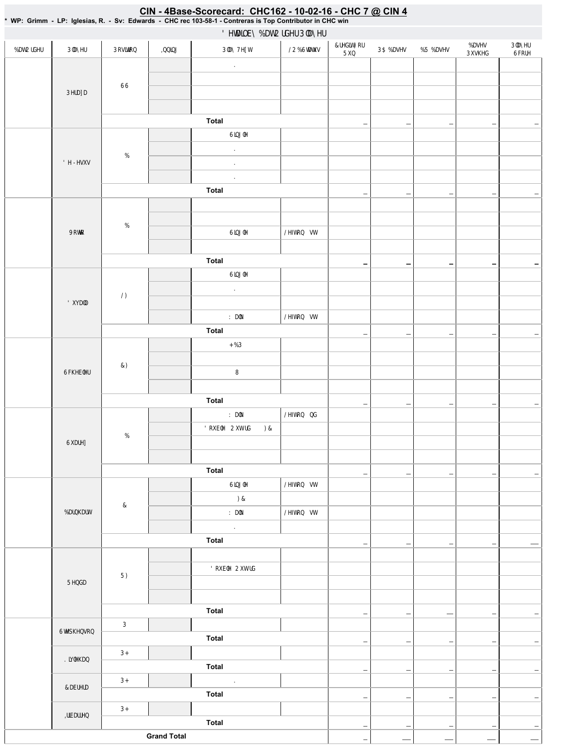## CIN - 4Base-Scorecard: CHC162 - 10-02-16 - CHC 7 @ CIN 4

**\* WP: Grimm - LP: Iglesias, R. - Sv: Edwards - CHC rec 103-58-1 - Contreras is Top Contributor in CHC win**

' HWDLOHE\ %DW2UGHU3OD\HU

| %DW2UGHU | 3OD\HU | 3RVLWLRQ | ,QQLQJ | 3OD\ 7H[W | /2 %6WDWXV | &UHGLW IRU 5XQ | 3$ %DVHV | %5 %DVHV | %DVHV 3XVKHG | 3OD\HU 6FRUH |
|---|---|---|---|---|---|---|---|---|---|---|
| | 3HUDOWD | 66 | | . | | | | | | |
| | | | | | | | | | | |
| | | | | | | | | | | |
| | | | | | | | | | | |
| | | Total | | | | _ | _ | _ | _ | _ |
| | ' H-HVXV | % | | 6LQJOH | | | | | | |
| | | | | . | | | | | | |
| | | | | . | | | | | | |
| | | | | . | | | | | | |
| | | Total | | | | _ | _ | _ | _ | _ |
| | 9RWWR | % | | | | | | | | |
| | | | | | | | | | | |
| | | | | 6LQJOH | /HIWRQ VW | | | | | |
| | | | | | | | | | | |
| | | Total | | | | _ | _ | _ | _ | _ |
| | ' XYDOO | / ) | | 6LQJOH | | | | | | |
| | | | | . | | | | | | |
| | | | | | | | | | | |
| | | | | : DON | /HIWRQ VW | | | | | |
| | | Total | | | | _ | _ | _ | _ | _ |
| | 6FKHEOHU | &) | | +%3 | | | | | | |
| | | | | | | | | | | |
| | | | | 8 | | | | | | |
| | | | | | | | | | | |
| | | Total | | | | _ | _ | _ | _ | _ |
| | 6XDUH] | % | | : DON | /HIWRQ QG | | | | | |
| | | | | ' RXEOH 2XWG ) & | | | | | | |
| | | | | | | | | | | |
| | | | | | | | | | | |
| | | Total | | | | _ | _ | _ | _ | _ |
| | %DUQKDUW | & | | 6LQJOH | /HIWRQ VW | | | | | |
| | | | | ) & | | | | | | |
| | | | | : DON | /HIWRQ VW | | | | | |
| | | | | . | | | | | | |
| | | Total | | | | _ | _ | _ | _ | _ |
| | 5HQGD | 5) | | | | | | | | |
| | | | | ' RXEOH 2XWG | | | | | | |
| | | | | | | | | | | |
| | | | | | | | | | | |
| | | Total | | | | _ | _ | _ | _ | _ |
| | 6WHSKHQVRQ | 3 | | | | | | | | |
| | | Total | | | | _ | _ | _ | _ | _ |
| | . LYOHKDQ | 3+ | | | | | | | | |
| | | Total | | | | _ | _ | _ | _ | _ |
| | &DEUHUD | 3+ | | . | | | | | | |
| | | Total | | | | _ | _ | _ | _ | _ |
| | ,JOHVLDV | 3+ | | | | | | | | |
| | | Total | | | | _ | _ | _ | _ | _ |
| Grand Total | | | | | | _ | _ | _ | _ | _ |